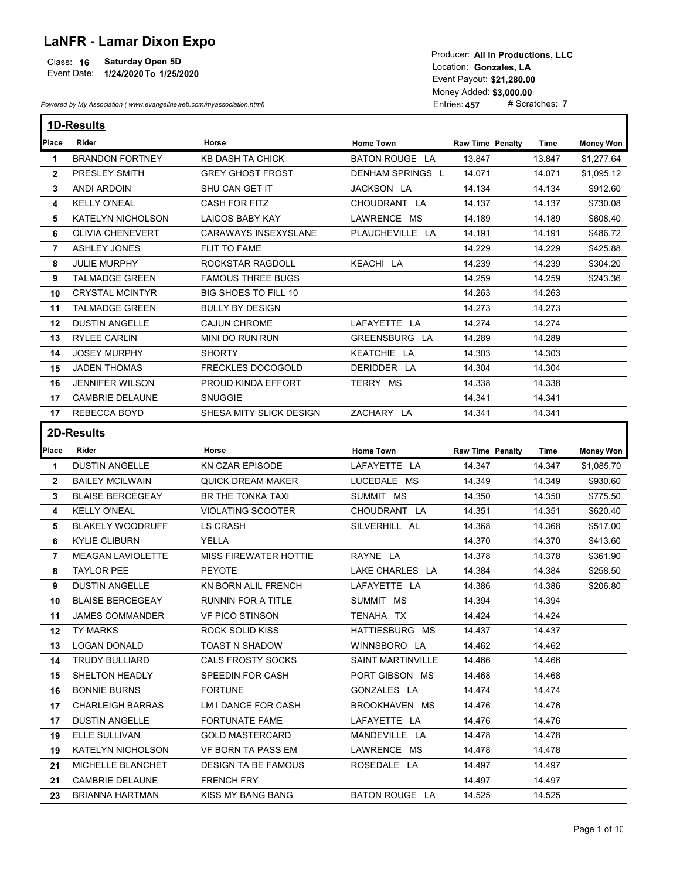# LaNFR - Lamar Dixon Expo

Class: **16** **Saturday Open 5D**
Event Date: **1/24/2020 To 1/25/2020**

*Powered by My Association ( www.evangelineweb.com/myassociation.html)*

Producer: **All In Productions, LLC**
Location: **Gonzales, LA**
Event Payout: **$21,280.00**
Money Added: **$3,000.00**
Entries: **457** # Scratches: **7**

## 1D-Results

| Place | Rider | Horse | Home Town | Raw Time | Penalty | Time | Money Won |
|---|---|---|---|---|---|---|---|
| 1 | BRANDON FORTNEY | KB DASH TA CHICK | BATON ROUGE LA | 13.847 | | 13.847 | $1,277.64 |
| 2 | PRESLEY SMITH | GREY GHOST FROST | DENHAM SPRINGS L | 14.071 | | 14.071 | $1,095.12 |
| 3 | ANDI ARDOIN | SHU CAN GET IT | JACKSON LA | 14.134 | | 14.134 | $912.60 |
| 4 | KELLY O'NEAL | CASH FOR FITZ | CHOUDRANT LA | 14.137 | | 14.137 | $730.08 |
| 5 | KATELYN NICHOLSON | LAICOS BABY KAY | LAWRENCE MS | 14.189 | | 14.189 | $608.40 |
| 6 | OLIVIA CHENEVERT | CARAWAYS INSEXYSLANE | PLAUCHEVILLE LA | 14.191 | | 14.191 | $486.72 |
| 7 | ASHLEY JONES | FLIT TO FAME | | 14.229 | | 14.229 | $425.88 |
| 8 | JULIE MURPHY | ROCKSTAR RAGDOLL | KEACHI LA | 14.239 | | 14.239 | $304.20 |
| 9 | TALMADGE GREEN | FAMOUS THREE BUGS | | 14.259 | | 14.259 | $243.36 |
| 10 | CRYSTAL MCINTYR | BIG SHOES TO FILL 10 | | 14.263 | | 14.263 | |
| 11 | TALMADGE GREEN | BULLY BY DESIGN | | 14.273 | | 14.273 | |
| 12 | DUSTIN ANGELLE | CAJUN CHROME | LAFAYETTE LA | 14.274 | | 14.274 | |
| 13 | RYLEE CARLIN | MINI DO RUN RUN | GREENSBURG LA | 14.289 | | 14.289 | |
| 14 | JOSEY MURPHY | SHORTY | KEATCHIE LA | 14.303 | | 14.303 | |
| 15 | JADEN THOMAS | FRECKLES DOCOGOLD | DERIDDER LA | 14.304 | | 14.304 | |
| 16 | JENNIFER WILSON | PROUD KINDA EFFORT | TERRY MS | 14.338 | | 14.338 | |
| 17 | CAMBRIE DELAUNE | SNUGGIE | | 14.341 | | 14.341 | |
| 17 | REBECCA BOYD | SHESA MITY SLICK DESIGN | ZACHARY LA | 14.341 | | 14.341 | |

## 2D-Results

| Place | Rider | Horse | Home Town | Raw Time | Penalty | Time | Money Won |
|---|---|---|---|---|---|---|---|
| 1 | DUSTIN ANGELLE | KN CZAR EPISODE | LAFAYETTE LA | 14.347 | | 14.347 | $1,085.70 |
| 2 | BAILEY MCILWAIN | QUICK DREAM MAKER | LUCEDALE MS | 14.349 | | 14.349 | $930.60 |
| 3 | BLAISE BERCEGEAY | BR THE TONKA TAXI | SUMMIT MS | 14.350 | | 14.350 | $775.50 |
| 4 | KELLY O'NEAL | VIOLATING SCOOTER | CHOUDRANT LA | 14.351 | | 14.351 | $620.40 |
| 5 | BLAKELY WOODRUFF | LS CRASH | SILVERHILL AL | 14.368 | | 14.368 | $517.00 |
| 6 | KYLIE CLIBURN | YELLA | | 14.370 | | 14.370 | $413.60 |
| 7 | MEAGAN LAVIOLETTE | MISS FIREWATER HOTTIE | RAYNE LA | 14.378 | | 14.378 | $361.90 |
| 8 | TAYLOR PEE | PEYOTE | LAKE CHARLES LA | 14.384 | | 14.384 | $258.50 |
| 9 | DUSTIN ANGELLE | KN BORN ALIL FRENCH | LAFAYETTE LA | 14.386 | | 14.386 | $206.80 |
| 10 | BLAISE BERCEGEAY | RUNNIN FOR A TITLE | SUMMIT MS | 14.394 | | 14.394 | |
| 11 | JAMES COMMANDER | VF PICO STINSON | TENAHA TX | 14.424 | | 14.424 | |
| 12 | TY MARKS | ROCK SOLID KISS | HATTIESBURG MS | 14.437 | | 14.437 | |
| 13 | LOGAN DONALD | TOAST N SHADOW | WINNSBORO LA | 14.462 | | 14.462 | |
| 14 | TRUDY BULLIARD | CALS FROSTY SOCKS | SAINT MARTINVILLE | 14.466 | | 14.466 | |
| 15 | SHELTON HEADLY | SPEEDIN FOR CASH | PORT GIBSON MS | 14.468 | | 14.468 | |
| 16 | BONNIE BURNS | FORTUNE | GONZALES LA | 14.474 | | 14.474 | |
| 17 | CHARLEIGH BARRAS | LM I DANCE FOR CASH | BROOKHAVEN MS | 14.476 | | 14.476 | |
| 17 | DUSTIN ANGELLE | FORTUNATE FAME | LAFAYETTE LA | 14.476 | | 14.476 | |
| 19 | ELLE SULLIVAN | GOLD MASTERCARD | MANDEVILLE LA | 14.478 | | 14.478 | |
| 19 | KATELYN NICHOLSON | VF BORN TA PASS EM | LAWRENCE MS | 14.478 | | 14.478 | |
| 21 | MICHELLE BLANCHET | DESIGN TA BE FAMOUS | ROSEDALE LA | 14.497 | | 14.497 | |
| 21 | CAMBRIE DELAUNE | FRENCH FRY | | 14.497 | | 14.497 | |
| 23 | BRIANNA HARTMAN | KISS MY BANG BANG | BATON ROUGE LA | 14.525 | | 14.525 | |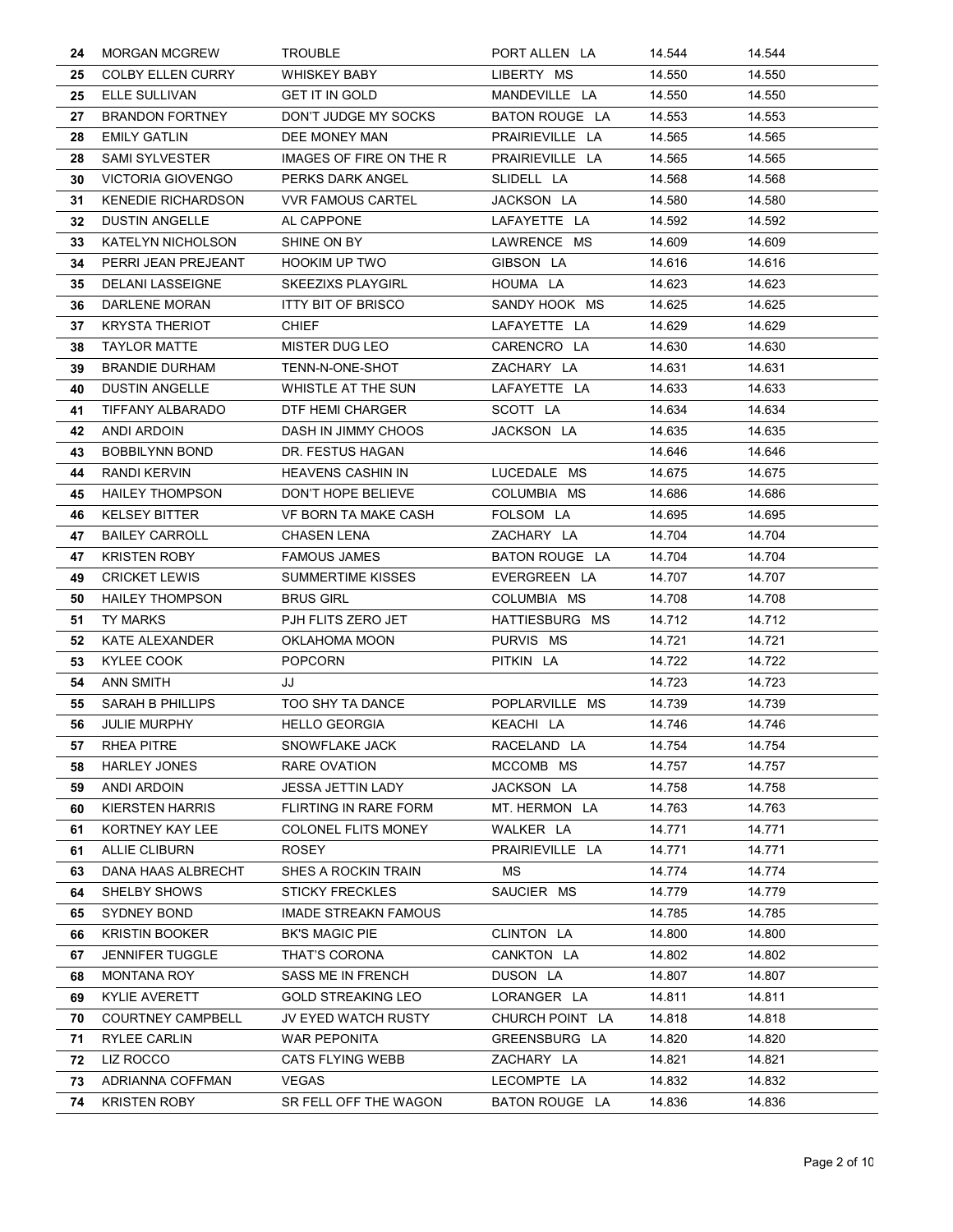| | | | | | |
|---|---|---|---|---|---|
| 24 | MORGAN MCGREW | TROUBLE | PORT ALLEN LA | 14.544 | 14.544 |
| 25 | COLBY ELLEN CURRY | WHISKEY BABY | LIBERTY MS | 14.550 | 14.550 |
| 25 | ELLE SULLIVAN | GET IT IN GOLD | MANDEVILLE LA | 14.550 | 14.550 |
| 27 | BRANDON FORTNEY | DON'T JUDGE MY SOCKS | BATON ROUGE LA | 14.553 | 14.553 |
| 28 | EMILY GATLIN | DEE MONEY MAN | PRAIRIEVILLE LA | 14.565 | 14.565 |
| 28 | SAMI SYLVESTER | IMAGES OF FIRE ON THE R | PRAIRIEVILLE LA | 14.565 | 14.565 |
| 30 | VICTORIA GIOVENGO | PERKS DARK ANGEL | SLIDELL LA | 14.568 | 14.568 |
| 31 | KENEDIE RICHARDSON | VVR FAMOUS CARTEL | JACKSON LA | 14.580 | 14.580 |
| 32 | DUSTIN ANGELLE | AL CAPPONE | LAFAYETTE LA | 14.592 | 14.592 |
| 33 | KATELYN NICHOLSON | SHINE ON BY | LAWRENCE MS | 14.609 | 14.609 |
| 34 | PERRI JEAN PREJEANT | HOOKIM UP TWO | GIBSON LA | 14.616 | 14.616 |
| 35 | DELANI LASSEIGNE | SKEEZIXS PLAYGIRL | HOUMA LA | 14.623 | 14.623 |
| 36 | DARLENE MORAN | ITTY BIT OF BRISCO | SANDY HOOK MS | 14.625 | 14.625 |
| 37 | KRYSTA THERIOT | CHIEF | LAFAYETTE LA | 14.629 | 14.629 |
| 38 | TAYLOR MATTE | MISTER DUG LEO | CARENCRO LA | 14.630 | 14.630 |
| 39 | BRANDIE DURHAM | TENN-N-ONE-SHOT | ZACHARY LA | 14.631 | 14.631 |
| 40 | DUSTIN ANGELLE | WHISTLE AT THE SUN | LAFAYETTE LA | 14.633 | 14.633 |
| 41 | TIFFANY ALBARADO | DTF HEMI CHARGER | SCOTT LA | 14.634 | 14.634 |
| 42 | ANDI ARDOIN | DASH IN JIMMY CHOOS | JACKSON LA | 14.635 | 14.635 |
| 43 | BOBBILYNN BOND | DR. FESTUS HAGAN | | 14.646 | 14.646 |
| 44 | RANDI KERVIN | HEAVENS CASHIN IN | LUCEDALE MS | 14.675 | 14.675 |
| 45 | HAILEY THOMPSON | DON'T HOPE BELIEVE | COLUMBIA MS | 14.686 | 14.686 |
| 46 | KELSEY BITTER | VF BORN TA MAKE CASH | FOLSOM LA | 14.695 | 14.695 |
| 47 | BAILEY CARROLL | CHASEN LENA | ZACHARY LA | 14.704 | 14.704 |
| 47 | KRISTEN ROBY | FAMOUS JAMES | BATON ROUGE LA | 14.704 | 14.704 |
| 49 | CRICKET LEWIS | SUMMERTIME KISSES | EVERGREEN LA | 14.707 | 14.707 |
| 50 | HAILEY THOMPSON | BRUS GIRL | COLUMBIA MS | 14.708 | 14.708 |
| 51 | TY MARKS | PJH FLITS ZERO JET | HATTIESBURG MS | 14.712 | 14.712 |
| 52 | KATE ALEXANDER | OKLAHOMA MOON | PURVIS MS | 14.721 | 14.721 |
| 53 | KYLEE COOK | POPCORN | PITKIN LA | 14.722 | 14.722 |
| 54 | ANN SMITH | JJ | | 14.723 | 14.723 |
| 55 | SARAH B PHILLIPS | TOO SHY TA DANCE | POPLARVILLE MS | 14.739 | 14.739 |
| 56 | JULIE MURPHY | HELLO GEORGIA | KEACHI LA | 14.746 | 14.746 |
| 57 | RHEA PITRE | SNOWFLAKE JACK | RACELAND LA | 14.754 | 14.754 |
| 58 | HARLEY JONES | RARE OVATION | MCCOMB MS | 14.757 | 14.757 |
| 59 | ANDI ARDOIN | JESSA JETTIN LADY | JACKSON LA | 14.758 | 14.758 |
| 60 | KIERSTEN HARRIS | FLIRTING IN RARE FORM | MT. HERMON LA | 14.763 | 14.763 |
| 61 | KORTNEY KAY LEE | COLONEL FLITS MONEY | WALKER LA | 14.771 | 14.771 |
| 61 | ALLIE CLIBURN | ROSEY | PRAIRIEVILLE LA | 14.771 | 14.771 |
| 63 | DANA HAAS ALBRECHT | SHES A ROCKIN TRAIN | MS | 14.774 | 14.774 |
| 64 | SHELBY SHOWS | STICKY FRECKLES | SAUCIER MS | 14.779 | 14.779 |
| 65 | SYDNEY BOND | IMADE STREAKN FAMOUS | | 14.785 | 14.785 |
| 66 | KRISTIN BOOKER | BK'S MAGIC PIE | CLINTON LA | 14.800 | 14.800 |
| 67 | JENNIFER TUGGLE | THAT'S CORONA | CANKTON LA | 14.802 | 14.802 |
| 68 | MONTANA ROY | SASS ME IN FRENCH | DUSON LA | 14.807 | 14.807 |
| 69 | KYLIE AVERETT | GOLD STREAKING LEO | LORANGER LA | 14.811 | 14.811 |
| 70 | COURTNEY CAMPBELL | JV EYED WATCH RUSTY | CHURCH POINT LA | 14.818 | 14.818 |
| 71 | RYLEE CARLIN | WAR PEPONITA | GREENSBURG LA | 14.820 | 14.820 |
| 72 | LIZ ROCCO | CATS FLYING WEBB | ZACHARY LA | 14.821 | 14.821 |
| 73 | ADRIANNA COFFMAN | VEGAS | LECOMPTE LA | 14.832 | 14.832 |
| 74 | KRISTEN ROBY | SR FELL OFF THE WAGON | BATON ROUGE LA | 14.836 | 14.836 |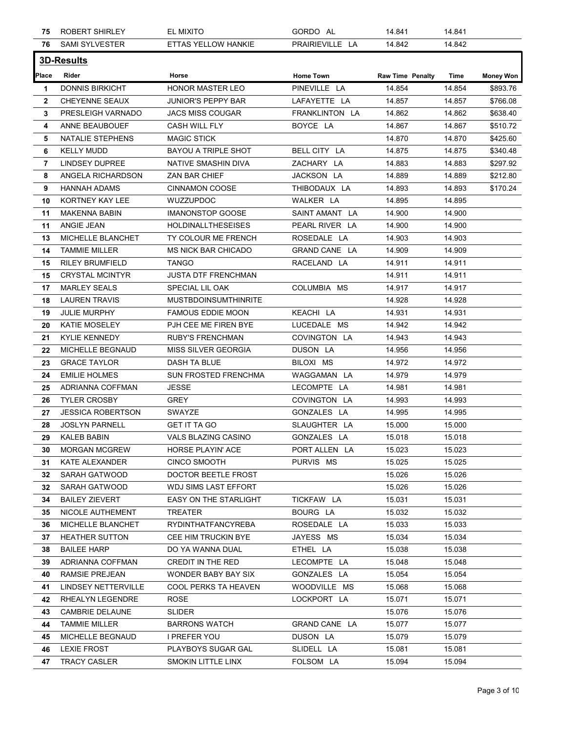| | | | | | | |
|---|---|---|---|---|---|---|
| 75 | ROBERT SHIRLEY | EL MIXITO | GORDO AL | 14.841 | 14.841 | |
| 76 | SAMI SYLVESTER | ETTAS YELLOW HANKIE | PRAIRIEVILLE LA | 14.842 | 14.842 | |

## 3D-Results

| Place | Rider | Horse | Home Town | Raw Time Penalty | Time | Money Won |
|---|---|---|---|---|---|---|
| 1 | DONNIS BIRKICHT | HONOR MASTER LEO | PINEVILLE LA | 14.854 | 14.854 | $893.76 |
| 2 | CHEYENNE SEAUX | JUNIOR'S PEPPY BAR | LAFAYETTE LA | 14.857 | 14.857 | $766.08 |
| 3 | PRESLEIGH VARNADO | JACS MISS COUGAR | FRANKLINTON LA | 14.862 | 14.862 | $638.40 |
| 4 | ANNE BEAUBOUEF | CASH WILL FLY | BOYCE LA | 14.867 | 14.867 | $510.72 |
| 5 | NATALIE STEPHENS | MAGIC STICK | | 14.870 | 14.870 | $425.60 |
| 6 | KELLY MUDD | BAYOU A TRIPLE SHOT | BELL CITY LA | 14.875 | 14.875 | $340.48 |
| 7 | LINDSEY DUPREE | NATIVE SMASHIN DIVA | ZACHARY LA | 14.883 | 14.883 | $297.92 |
| 8 | ANGELA RICHARDSON | ZAN BAR CHIEF | JACKSON LA | 14.889 | 14.889 | $212.80 |
| 9 | HANNAH ADAMS | CINNAMON COOSE | THIBODAUX LA | 14.893 | 14.893 | $170.24 |
| 10 | KORTNEY KAY LEE | WUZZUPDOC | WALKER LA | 14.895 | 14.895 | |
| 11 | MAKENNA BABIN | IMANONSTOP GOOSE | SAINT AMANT LA | 14.900 | 14.900 | |
| 11 | ANGIE JEAN | HOLDINALLTHESEISES | PEARL RIVER LA | 14.900 | 14.900 | |
| 13 | MICHELLE BLANCHET | TY COLOUR ME FRENCH | ROSEDALE LA | 14.903 | 14.903 | |
| 14 | TAMMIE MILLER | MS NICK BAR CHICADO | GRAND CANE LA | 14.909 | 14.909 | |
| 15 | RILEY BRUMFIELD | TANGO | RACELAND LA | 14.911 | 14.911 | |
| 15 | CRYSTAL MCINTYR | JUSTA DTF FRENCHMAN | | 14.911 | 14.911 | |
| 17 | MARLEY SEALS | SPECIAL LIL OAK | COLUMBIA MS | 14.917 | 14.917 | |
| 18 | LAUREN TRAVIS | MUSTBDOINSUMTHINRITE | | 14.928 | 14.928 | |
| 19 | JULIE MURPHY | FAMOUS EDDIE MOON | KEACHI LA | 14.931 | 14.931 | |
| 20 | KATIE MOSELEY | PJH CEE ME FIREN BYE | LUCEDALE MS | 14.942 | 14.942 | |
| 21 | KYLIE KENNEDY | RUBY'S FRENCHMAN | COVINGTON LA | 14.943 | 14.943 | |
| 22 | MICHELLE BEGNAUD | MISS SILVER GEORGIA | DUSON LA | 14.956 | 14.956 | |
| 23 | GRACE TAYLOR | DASH TA BLUE | BILOXI MS | 14.972 | 14.972 | |
| 24 | EMILIE HOLMES | SUN FROSTED FRENCHMA | WAGGAMAN LA | 14.979 | 14.979 | |
| 25 | ADRIANNA COFFMAN | JESSE | LECOMPTE LA | 14.981 | 14.981 | |
| 26 | TYLER CROSBY | GREY | COVINGTON LA | 14.993 | 14.993 | |
| 27 | JESSICA ROBERTSON | SWAYZE | GONZALES LA | 14.995 | 14.995 | |
| 28 | JOSLYN PARNELL | GET IT TA GO | SLAUGHTER LA | 15.000 | 15.000 | |
| 29 | KALEB BABIN | VALS BLAZING CASINO | GONZALES LA | 15.018 | 15.018 | |
| 30 | MORGAN MCGREW | HORSE PLAYIN' ACE | PORT ALLEN LA | 15.023 | 15.023 | |
| 31 | KATE ALEXANDER | CINCO SMOOTH | PURVIS MS | 15.025 | 15.025 | |
| 32 | SARAH GATWOOD | DOCTOR BEETLE FROST | | 15.026 | 15.026 | |
| 32 | SARAH GATWOOD | WDJ SIMS LAST EFFORT | | 15.026 | 15.026 | |
| 34 | BAILEY ZIEVERT | EASY ON THE STARLIGHT | TICKFAW LA | 15.031 | 15.031 | |
| 35 | NICOLE AUTHEMENT | TREATER | BOURG LA | 15.032 | 15.032 | |
| 36 | MICHELLE BLANCHET | RYDINTHATFANCYREBA | ROSEDALE LA | 15.033 | 15.033 | |
| 37 | HEATHER SUTTON | CEE HIM TRUCKIN BYE | JAYESS MS | 15.034 | 15.034 | |
| 38 | BAILEE HARP | DO YA WANNA DUAL | ETHEL LA | 15.038 | 15.038 | |
| 39 | ADRIANNA COFFMAN | CREDIT IN THE RED | LECOMPTE LA | 15.048 | 15.048 | |
| 40 | RAMSIE PREJEAN | WONDER BABY BAY SIX | GONZALES LA | 15.054 | 15.054 | |
| 41 | LINDSEY NETTERVILLE | COOL PERKS TA HEAVEN | WOODVILLE MS | 15.068 | 15.068 | |
| 42 | RHEALYN LEGENDRE | ROSE | LOCKPORT LA | 15.071 | 15.071 | |
| 43 | CAMBRIE DELAUNE | SLIDER | | 15.076 | 15.076 | |
| 44 | TAMMIE MILLER | BARRONS WATCH | GRAND CANE LA | 15.077 | 15.077 | |
| 45 | MICHELLE BEGNAUD | I PREFER YOU | DUSON LA | 15.079 | 15.079 | |
| 46 | LEXIE FROST | PLAYBOYS SUGAR GAL | SLIDELL LA | 15.081 | 15.081 | |
| 47 | TRACY CASLER | SMOKIN LITTLE LINX | FOLSOM LA | 15.094 | 15.094 | |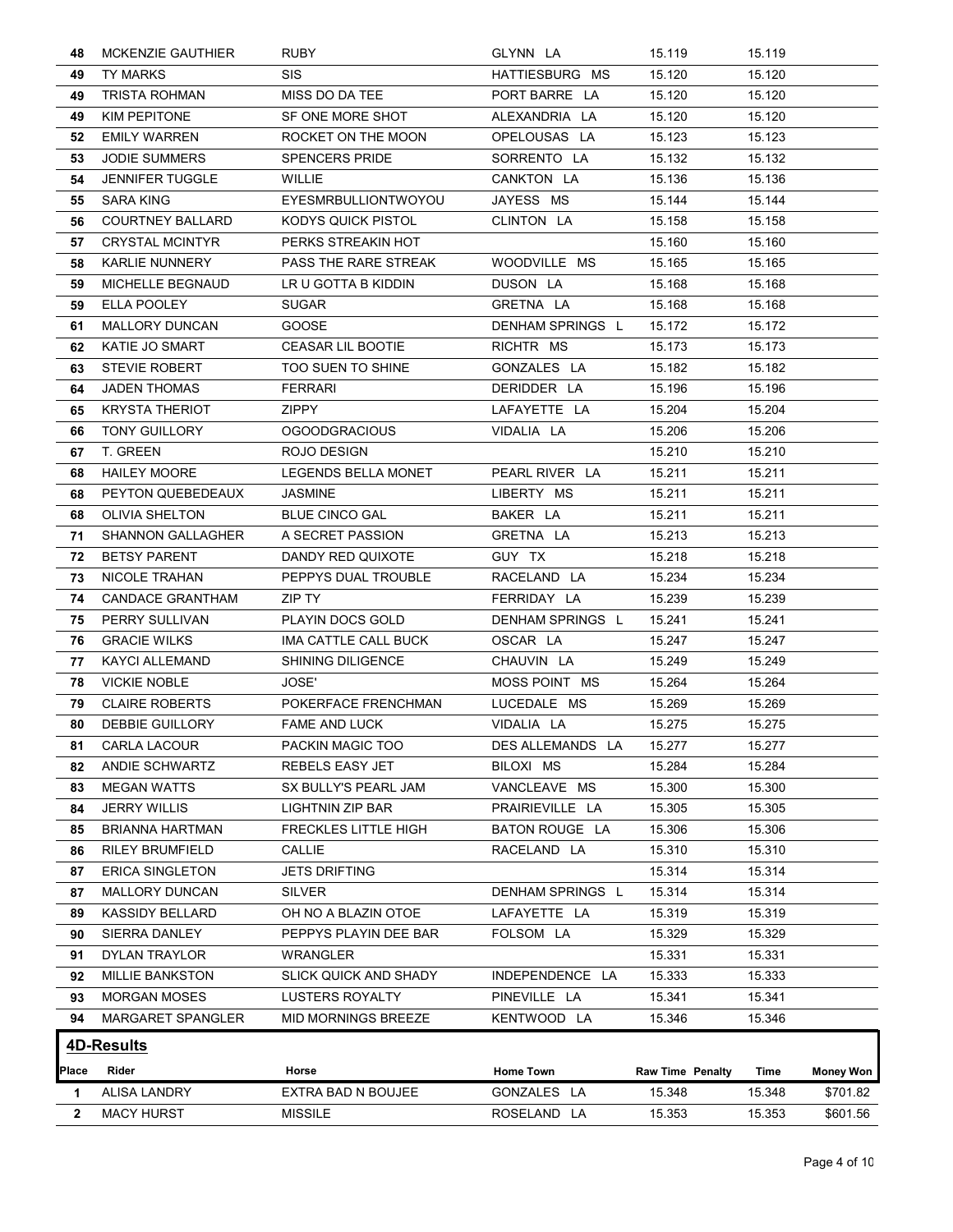| | | | | | | | |
|---|---|---|---|---|---|---|---|
| 48 | MCKENZIE GAUTHIER | RUBY | GLYNN LA | 15.119 | | 15.119 | |
| 49 | TY MARKS | SIS | HATTIESBURG MS | 15.120 | | 15.120 | |
| 49 | TRISTA ROHMAN | MISS DO DA TEE | PORT BARRE LA | 15.120 | | 15.120 | |
| 49 | KIM PEPITONE | SF ONE MORE SHOT | ALEXANDRIA LA | 15.120 | | 15.120 | |
| 52 | EMILY WARREN | ROCKET ON THE MOON | OPELOUSAS LA | 15.123 | | 15.123 | |
| 53 | JODIE SUMMERS | SPENCERS PRIDE | SORRENTO LA | 15.132 | | 15.132 | |
| 54 | JENNIFER TUGGLE | WILLIE | CANKTON LA | 15.136 | | 15.136 | |
| 55 | SARA KING | EYESMRBULLIONTWOYOU | JAYESS MS | 15.144 | | 15.144 | |
| 56 | COURTNEY BALLARD | KODYS QUICK PISTOL | CLINTON LA | 15.158 | | 15.158 | |
| 57 | CRYSTAL MCINTYR | PERKS STREAKIN HOT | | 15.160 | | 15.160 | |
| 58 | KARLIE NUNNERY | PASS THE RARE STREAK | WOODVILLE MS | 15.165 | | 15.165 | |
| 59 | MICHELLE BEGNAUD | LR U GOTTA B KIDDIN | DUSON LA | 15.168 | | 15.168 | |
| 59 | ELLA POOLEY | SUGAR | GRETNA LA | 15.168 | | 15.168 | |
| 61 | MALLORY DUNCAN | GOOSE | DENHAM SPRINGS L | 15.172 | | 15.172 | |
| 62 | KATIE JO SMART | CEASAR LIL BOOTIE | RICHTR MS | 15.173 | | 15.173 | |
| 63 | STEVIE ROBERT | TOO SUEN TO SHINE | GONZALES LA | 15.182 | | 15.182 | |
| 64 | JADEN THOMAS | FERRARI | DERIDDER LA | 15.196 | | 15.196 | |
| 65 | KRYSTA THERIOT | ZIPPY | LAFAYETTE LA | 15.204 | | 15.204 | |
| 66 | TONY GUILLORY | OGOODGRACIOUS | VIDALIA LA | 15.206 | | 15.206 | |
| 67 | T. GREEN | ROJO DESIGN | | 15.210 | | 15.210 | |
| 68 | HAILEY MOORE | LEGENDS BELLA MONET | PEARL RIVER LA | 15.211 | | 15.211 | |
| 68 | PEYTON QUEBEDEAUX | JASMINE | LIBERTY MS | 15.211 | | 15.211 | |
| 68 | OLIVIA SHELTON | BLUE CINCO GAL | BAKER LA | 15.211 | | 15.211 | |
| 71 | SHANNON GALLAGHER | A SECRET PASSION | GRETNA LA | 15.213 | | 15.213 | |
| 72 | BETSY PARENT | DANDY RED QUIXOTE | GUY TX | 15.218 | | 15.218 | |
| 73 | NICOLE TRAHAN | PEPPYS DUAL TROUBLE | RACELAND LA | 15.234 | | 15.234 | |
| 74 | CANDACE GRANTHAM | ZIP TY | FERRIDAY LA | 15.239 | | 15.239 | |
| 75 | PERRY SULLIVAN | PLAYIN DOCS GOLD | DENHAM SPRINGS L | 15.241 | | 15.241 | |
| 76 | GRACIE WILKS | IMA CATTLE CALL BUCK | OSCAR LA | 15.247 | | 15.247 | |
| 77 | KAYCI ALLEMAND | SHINING DILIGENCE | CHAUVIN LA | 15.249 | | 15.249 | |
| 78 | VICKIE NOBLE | JOSE' | MOSS POINT MS | 15.264 | | 15.264 | |
| 79 | CLAIRE ROBERTS | POKERFACE FRENCHMAN | LUCEDALE MS | 15.269 | | 15.269 | |
| 80 | DEBBIE GUILLORY | FAME AND LUCK | VIDALIA LA | 15.275 | | 15.275 | |
| 81 | CARLA LACOUR | PACKIN MAGIC TOO | DES ALLEMANDS LA | 15.277 | | 15.277 | |
| 82 | ANDIE SCHWARTZ | REBELS EASY JET | BILOXI MS | 15.284 | | 15.284 | |
| 83 | MEGAN WATTS | SX BULLY'S PEARL JAM | VANCLEAVE MS | 15.300 | | 15.300 | |
| 84 | JERRY WILLIS | LIGHTNIN ZIP BAR | PRAIRIEVILLE LA | 15.305 | | 15.305 | |
| 85 | BRIANNA HARTMAN | FRECKLES LITTLE HIGH | BATON ROUGE LA | 15.306 | | 15.306 | |
| 86 | RILEY BRUMFIELD | CALLIE | RACELAND LA | 15.310 | | 15.310 | |
| 87 | ERICA SINGLETON | JETS DRIFTING | | 15.314 | | 15.314 | |
| 87 | MALLORY DUNCAN | SILVER | DENHAM SPRINGS L | 15.314 | | 15.314 | |
| 89 | KASSIDY BELLARD | OH NO A BLAZIN OTOE | LAFAYETTE LA | 15.319 | | 15.319 | |
| 90 | SIERRA DANLEY | PEPPYS PLAYIN DEE BAR | FOLSOM LA | 15.329 | | 15.329 | |
| 91 | DYLAN TRAYLOR | WRANGLER | | 15.331 | | 15.331 | |
| 92 | MILLIE BANKSTON | SLICK QUICK AND SHADY | INDEPENDENCE LA | 15.333 | | 15.333 | |
| 93 | MORGAN MOSES | LUSTERS ROYALTY | PINEVILLE LA | 15.341 | | 15.341 | |
| 94 | MARGARET SPANGLER | MID MORNINGS BREEZE | KENTWOOD LA | 15.346 | | 15.346 | |

## 4D-Results

| Place | Rider | Horse | Home Town | Raw Time | Penalty | Time | Money Won |
|---|---|---|---|---|---|---|---|
| 1 | ALISA LANDRY | EXTRA BAD N BOUJEE | GONZALES LA | 15.348 | | 15.348 | $701.82 |
| 2 | MACY HURST | MISSILE | ROSELAND LA | 15.353 | | 15.353 | $601.56 |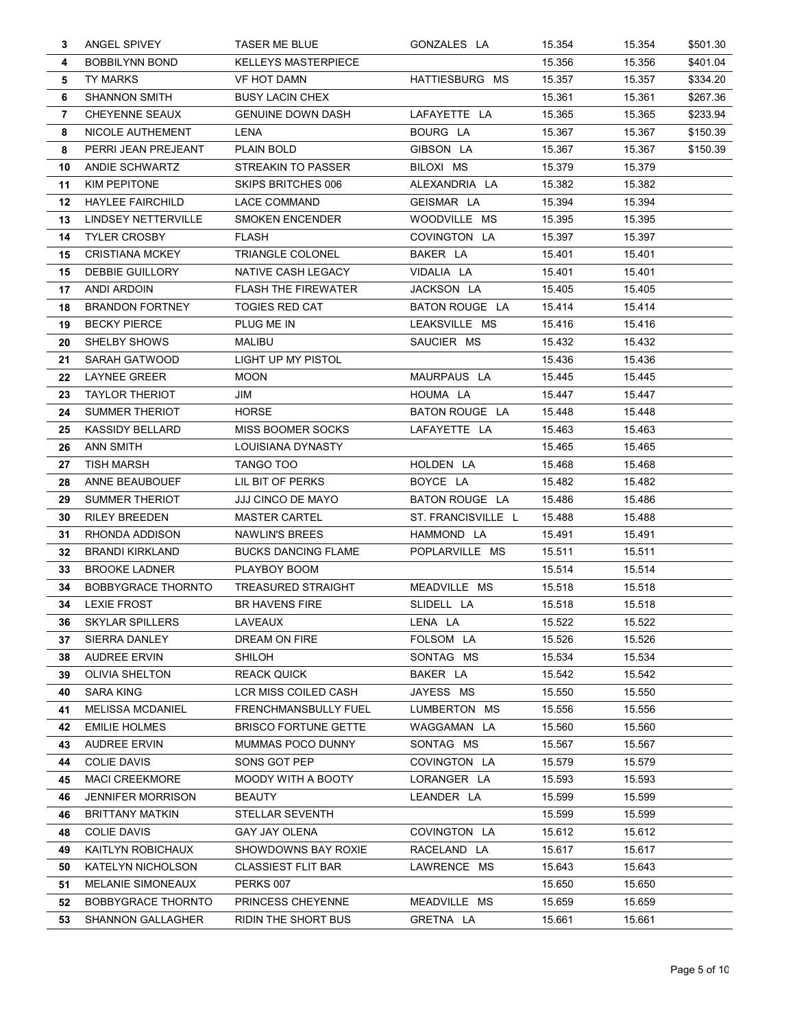| | | | | | | |
|---|---|---|---|---|---|---|
| 3 | ANGEL SPIVEY | TASER ME BLUE | GONZALES LA | 15.354 | 15.354 | $501.30 |
| 4 | BOBBILYNN BOND | KELLEYS MASTERPIECE | | 15.356 | 15.356 | $401.04 |
| 5 | TY MARKS | VF HOT DAMN | HATTIESBURG MS | 15.357 | 15.357 | $334.20 |
| 6 | SHANNON SMITH | BUSY LACIN CHEX | | 15.361 | 15.361 | $267.36 |
| 7 | CHEYENNE SEAUX | GENUINE DOWN DASH | LAFAYETTE LA | 15.365 | 15.365 | $233.94 |
| 8 | NICOLE AUTHEMENT | LENA | BOURG LA | 15.367 | 15.367 | $150.39 |
| 8 | PERRI JEAN PREJEANT | PLAIN BOLD | GIBSON LA | 15.367 | 15.367 | $150.39 |
| 10 | ANDIE SCHWARTZ | STREAKIN TO PASSER | BILOXI MS | 15.379 | 15.379 | |
| 11 | KIM PEPITONE | SKIPS BRITCHES 006 | ALEXANDRIA LA | 15.382 | 15.382 | |
| 12 | HAYLEE FAIRCHILD | LACE COMMAND | GEISMAR LA | 15.394 | 15.394 | |
| 13 | LINDSEY NETTERVILLE | SMOKEN ENCENDER | WOODVILLE MS | 15.395 | 15.395 | |
| 14 | TYLER CROSBY | FLASH | COVINGTON LA | 15.397 | 15.397 | |
| 15 | CRISTIANA MCKEY | TRIANGLE COLONEL | BAKER LA | 15.401 | 15.401 | |
| 15 | DEBBIE GUILLORY | NATIVE CASH LEGACY | VIDALIA LA | 15.401 | 15.401 | |
| 17 | ANDI ARDOIN | FLASH THE FIREWATER | JACKSON LA | 15.405 | 15.405 | |
| 18 | BRANDON FORTNEY | TOGIES RED CAT | BATON ROUGE LA | 15.414 | 15.414 | |
| 19 | BECKY PIERCE | PLUG ME IN | LEAKSVILLE MS | 15.416 | 15.416 | |
| 20 | SHELBY SHOWS | MALIBU | SAUCIER MS | 15.432 | 15.432 | |
| 21 | SARAH GATWOOD | LIGHT UP MY PISTOL | | 15.436 | 15.436 | |
| 22 | LAYNEE GREER | MOON | MAURPAUS LA | 15.445 | 15.445 | |
| 23 | TAYLOR THERIOT | JIM | HOUMA LA | 15.447 | 15.447 | |
| 24 | SUMMER THERIOT | HORSE | BATON ROUGE LA | 15.448 | 15.448 | |
| 25 | KASSIDY BELLARD | MISS BOOMER SOCKS | LAFAYETTE LA | 15.463 | 15.463 | |
| 26 | ANN SMITH | LOUISIANA DYNASTY | | 15.465 | 15.465 | |
| 27 | TISH MARSH | TANGO TOO | HOLDEN LA | 15.468 | 15.468 | |
| 28 | ANNE BEAUBOUEF | LIL BIT OF PERKS | BOYCE LA | 15.482 | 15.482 | |
| 29 | SUMMER THERIOT | JJJ CINCO DE MAYO | BATON ROUGE LA | 15.486 | 15.486 | |
| 30 | RILEY BREEDEN | MASTER CARTEL | ST. FRANCISVILLE L | 15.488 | 15.488 | |
| 31 | RHONDA ADDISON | NAWLIN'S BREES | HAMMOND LA | 15.491 | 15.491 | |
| 32 | BRANDI KIRKLAND | BUCKS DANCING FLAME | POPLARVILLE MS | 15.511 | 15.511 | |
| 33 | BROOKE LADNER | PLAYBOY BOOM | | 15.514 | 15.514 | |
| 34 | BOBBYGRACE THORNTO | TREASURED STRAIGHT | MEADVILLE MS | 15.518 | 15.518 | |
| 34 | LEXIE FROST | BR HAVENS FIRE | SLIDELL LA | 15.518 | 15.518 | |
| 36 | SKYLAR SPILLERS | LAVEAUX | LENA LA | 15.522 | 15.522 | |
| 37 | SIERRA DANLEY | DREAM ON FIRE | FOLSOM LA | 15.526 | 15.526 | |
| 38 | AUDREE ERVIN | SHILOH | SONTAG MS | 15.534 | 15.534 | |
| 39 | OLIVIA SHELTON | REACK QUICK | BAKER LA | 15.542 | 15.542 | |
| 40 | SARA KING | LCR MISS COILED CASH | JAYESS MS | 15.550 | 15.550 | |
| 41 | MELISSA MCDANIEL | FRENCHMANSBULLY FUEL | LUMBERTON MS | 15.556 | 15.556 | |
| 42 | EMILIE HOLMES | BRISCO FORTUNE GETTE | WAGGAMAN LA | 15.560 | 15.560 | |
| 43 | AUDREE ERVIN | MUMMAS POCO DUNNY | SONTAG MS | 15.567 | 15.567 | |
| 44 | COLIE DAVIS | SONS GOT PEP | COVINGTON LA | 15.579 | 15.579 | |
| 45 | MACI CREEKMORE | MOODY WITH A BOOTY | LORANGER LA | 15.593 | 15.593 | |
| 46 | JENNIFER MORRISON | BEAUTY | LEANDER LA | 15.599 | 15.599 | |
| 46 | BRITTANY MATKIN | STELLAR SEVENTH | | 15.599 | 15.599 | |
| 48 | COLIE DAVIS | GAY JAY OLENA | COVINGTON LA | 15.612 | 15.612 | |
| 49 | KAITLYN ROBICHAUX | SHOWDOWNS BAY ROXIE | RACELAND LA | 15.617 | 15.617 | |
| 50 | KATELYN NICHOLSON | CLASSIEST FLIT BAR | LAWRENCE MS | 15.643 | 15.643 | |
| 51 | MELANIE SIMONEAUX | PERKS 007 | | 15.650 | 15.650 | |
| 52 | BOBBYGRACE THORNTO | PRINCESS CHEYENNE | MEADVILLE MS | 15.659 | 15.659 | |
| 53 | SHANNON GALLAGHER | RIDIN THE SHORT BUS | GRETNA LA | 15.661 | 15.661 | |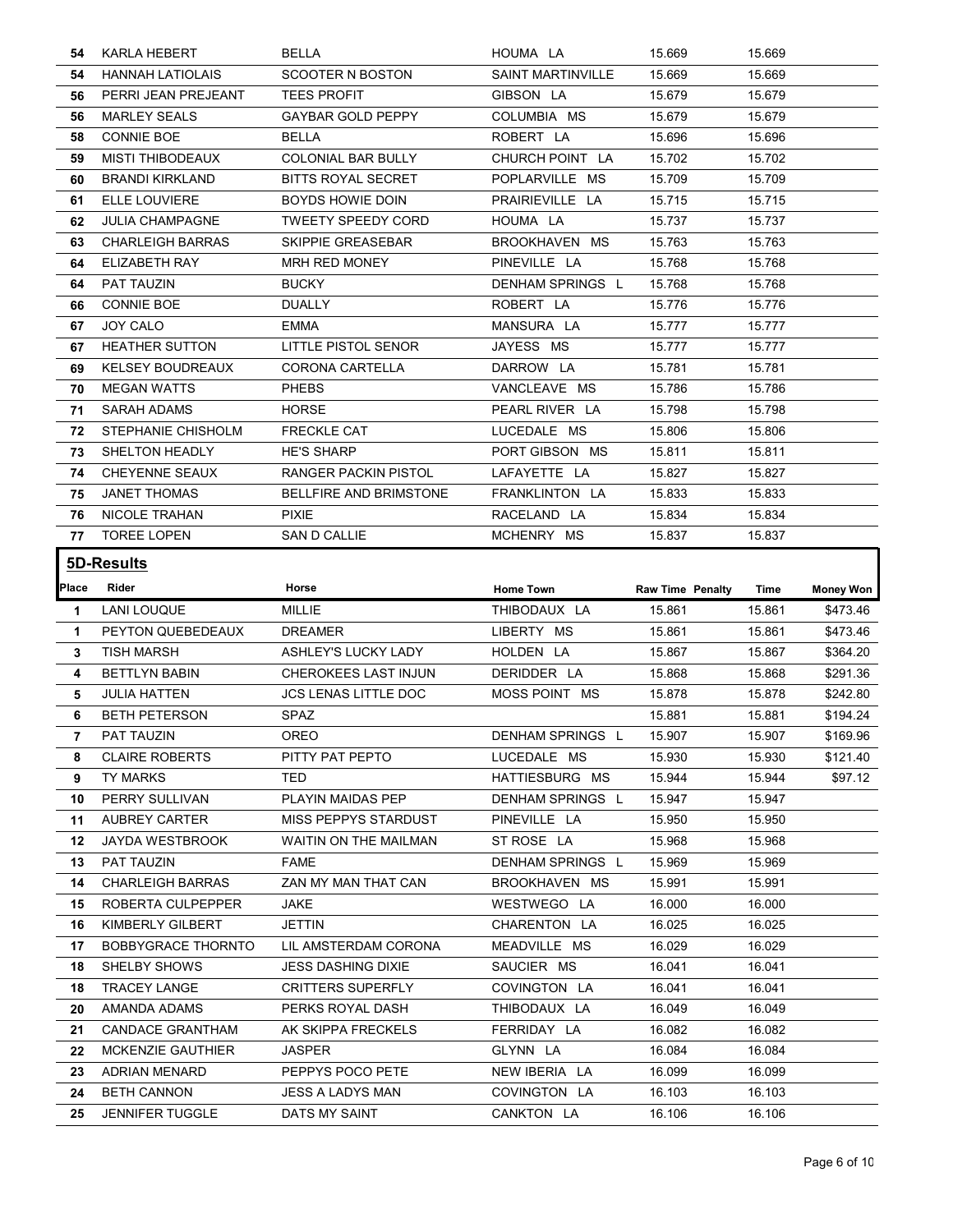| | | | | | | | |
|---|---|---|---|---|---|---|---|
| 54 | KARLA HEBERT | BELLA | HOUMA LA | 15.669 | | 15.669 | |
| 54 | HANNAH LATIOLAIS | SCOOTER N BOSTON | SAINT MARTINVILLE | 15.669 | | 15.669 | |
| 56 | PERRI JEAN PREJEANT | TEES PROFIT | GIBSON LA | 15.679 | | 15.679 | |
| 56 | MARLEY SEALS | GAYBAR GOLD PEPPY | COLUMBIA MS | 15.679 | | 15.679 | |
| 58 | CONNIE BOE | BELLA | ROBERT LA | 15.696 | | 15.696 | |
| 59 | MISTI THIBODEAUX | COLONIAL BAR BULLY | CHURCH POINT LA | 15.702 | | 15.702 | |
| 60 | BRANDI KIRKLAND | BITTS ROYAL SECRET | POPLARVILLE MS | 15.709 | | 15.709 | |
| 61 | ELLE LOUVIERE | BOYDS HOWIE DOIN | PRAIRIEVILLE LA | 15.715 | | 15.715 | |
| 62 | JULIA CHAMPAGNE | TWEETY SPEEDY CORD | HOUMA LA | 15.737 | | 15.737 | |
| 63 | CHARLEIGH BARRAS | SKIPPIE GREASEBAR | BROOKHAVEN MS | 15.763 | | 15.763 | |
| 64 | ELIZABETH RAY | MRH RED MONEY | PINEVILLE LA | 15.768 | | 15.768 | |
| 64 | PAT TAUZIN | BUCKY | DENHAM SPRINGS L | 15.768 | | 15.768 | |
| 66 | CONNIE BOE | DUALLY | ROBERT LA | 15.776 | | 15.776 | |
| 67 | JOY CALO | EMMA | MANSURA LA | 15.777 | | 15.777 | |
| 67 | HEATHER SUTTON | LITTLE PISTOL SENOR | JAYESS MS | 15.777 | | 15.777 | |
| 69 | KELSEY BOUDREAUX | CORONA CARTELLA | DARROW LA | 15.781 | | 15.781 | |
| 70 | MEGAN WATTS | PHEBS | VANCLEAVE MS | 15.786 | | 15.786 | |
| 71 | SARAH ADAMS | HORSE | PEARL RIVER LA | 15.798 | | 15.798 | |
| 72 | STEPHANIE CHISHOLM | FRECKLE CAT | LUCEDALE MS | 15.806 | | 15.806 | |
| 73 | SHELTON HEADLY | HE'S SHARP | PORT GIBSON MS | 15.811 | | 15.811 | |
| 74 | CHEYENNE SEAUX | RANGER PACKIN PISTOL | LAFAYETTE LA | 15.827 | | 15.827 | |
| 75 | JANET THOMAS | BELLFIRE AND BRIMSTONE | FRANKLINTON LA | 15.833 | | 15.833 | |
| 76 | NICOLE TRAHAN | PIXIE | RACELAND LA | 15.834 | | 15.834 | |
| 77 | TOREE LOPEN | SAN D CALLIE | MCHENRY MS | 15.837 | | 15.837 | |

## 5D-Results

| Place | Rider | Horse | Home Town | Raw Time | Penalty | Time | Money Won |
|---|---|---|---|---|---|---|---|
| 1 | LANI LOUQUE | MILLIE | THIBODAUX LA | 15.861 | | 15.861 | $473.46 |
| 1 | PEYTON QUEBEDEAUX | DREAMER | LIBERTY MS | 15.861 | | 15.861 | $473.46 |
| 3 | TISH MARSH | ASHLEY'S LUCKY LADY | HOLDEN LA | 15.867 | | 15.867 | $364.20 |
| 4 | BETTLYN BABIN | CHEROKEES LAST INJUN | DERIDDER LA | 15.868 | | 15.868 | $291.36 |
| 5 | JULIA HATTEN | JCS LENAS LITTLE DOC | MOSS POINT MS | 15.878 | | 15.878 | $242.80 |
| 6 | BETH PETERSON | SPAZ | | 15.881 | | 15.881 | $194.24 |
| 7 | PAT TAUZIN | OREO | DENHAM SPRINGS L | 15.907 | | 15.907 | $169.96 |
| 8 | CLAIRE ROBERTS | PITTY PAT PEPTO | LUCEDALE MS | 15.930 | | 15.930 | $121.40 |
| 9 | TY MARKS | TED | HATTIESBURG MS | 15.944 | | 15.944 | $97.12 |
| 10 | PERRY SULLIVAN | PLAYIN MAIDAS PEP | DENHAM SPRINGS L | 15.947 | | 15.947 | |
| 11 | AUBREY CARTER | MISS PEPPYS STARDUST | PINEVILLE LA | 15.950 | | 15.950 | |
| 12 | JAYDA WESTBROOK | WAITIN ON THE MAILMAN | ST ROSE LA | 15.968 | | 15.968 | |
| 13 | PAT TAUZIN | FAME | DENHAM SPRINGS L | 15.969 | | 15.969 | |
| 14 | CHARLEIGH BARRAS | ZAN MY MAN THAT CAN | BROOKHAVEN MS | 15.991 | | 15.991 | |
| 15 | ROBERTA CULPEPPER | JAKE | WESTWEGO LA | 16.000 | | 16.000 | |
| 16 | KIMBERLY GILBERT | JETTIN | CHARENTON LA | 16.025 | | 16.025 | |
| 17 | BOBBYGRACE THORNTO | LIL AMSTERDAM CORONA | MEADVILLE MS | 16.029 | | 16.029 | |
| 18 | SHELBY SHOWS | JESS DASHING DIXIE | SAUCIER MS | 16.041 | | 16.041 | |
| 18 | TRACEY LANGE | CRITTERS SUPERFLY | COVINGTON LA | 16.041 | | 16.041 | |
| 20 | AMANDA ADAMS | PERKS ROYAL DASH | THIBODAUX LA | 16.049 | | 16.049 | |
| 21 | CANDACE GRANTHAM | AK SKIPPA FRECKELS | FERRIDAY LA | 16.082 | | 16.082 | |
| 22 | MCKENZIE GAUTHIER | JASPER | GLYNN LA | 16.084 | | 16.084 | |
| 23 | ADRIAN MENARD | PEPPYS POCO PETE | NEW IBERIA LA | 16.099 | | 16.099 | |
| 24 | BETH CANNON | JESS A LADYS MAN | COVINGTON LA | 16.103 | | 16.103 | |
| 25 | JENNIFER TUGGLE | DATS MY SAINT | CANKTON LA | 16.106 | | 16.106 | |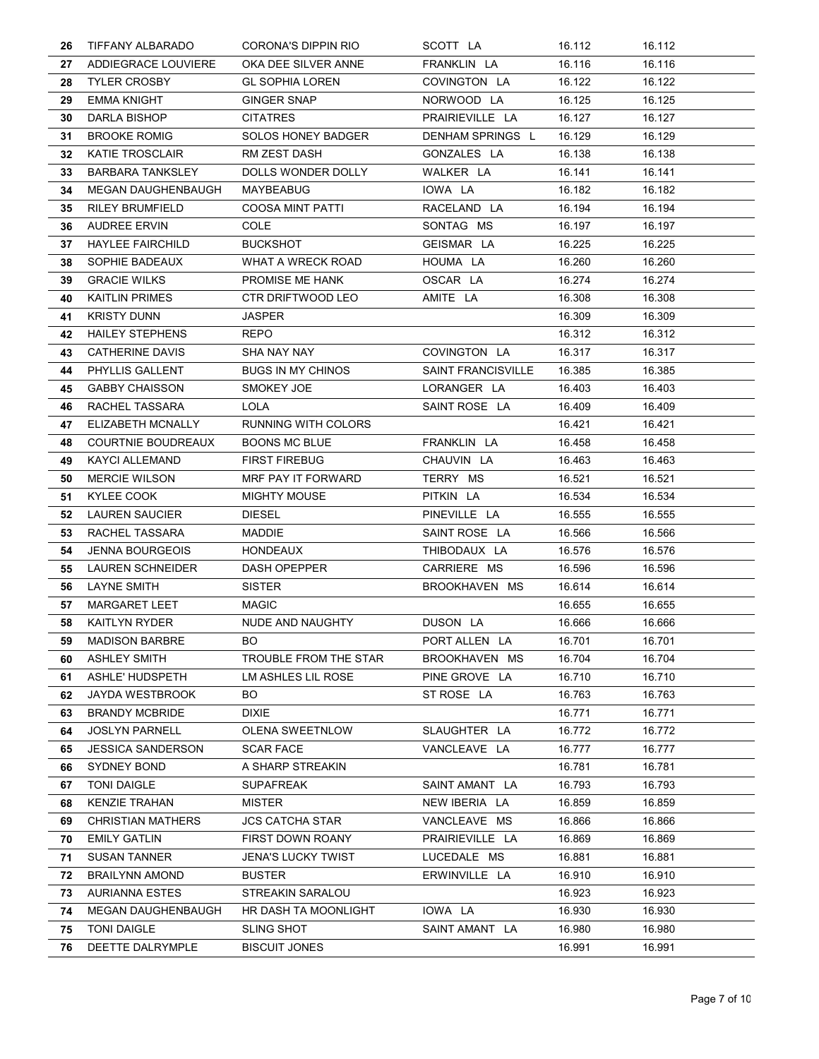| | | | | | |
|---|---|---|---|---|---|
| 26 | TIFFANY ALBARADO | CORONA'S DIPPIN RIO | SCOTT LA | 16.112 | 16.112 |
| 27 | ADDIEGRACE LOUVIERE | OKA DEE SILVER ANNE | FRANKLIN LA | 16.116 | 16.116 |
| 28 | TYLER CROSBY | GL SOPHIA LOREN | COVINGTON LA | 16.122 | 16.122 |
| 29 | EMMA KNIGHT | GINGER SNAP | NORWOOD LA | 16.125 | 16.125 |
| 30 | DARLA BISHOP | CITATRES | PRAIRIEVILLE LA | 16.127 | 16.127 |
| 31 | BROOKE ROMIG | SOLOS HONEY BADGER | DENHAM SPRINGS L | 16.129 | 16.129 |
| 32 | KATIE TROSCLAIR | RM ZEST DASH | GONZALES LA | 16.138 | 16.138 |
| 33 | BARBARA TANKSLEY | DOLLS WONDER DOLLY | WALKER LA | 16.141 | 16.141 |
| 34 | MEGAN DAUGHENBAUGH | MAYBEABUG | IOWA LA | 16.182 | 16.182 |
| 35 | RILEY BRUMFIELD | COOSA MINT PATTI | RACELAND LA | 16.194 | 16.194 |
| 36 | AUDREE ERVIN | COLE | SONTAG MS | 16.197 | 16.197 |
| 37 | HAYLEE FAIRCHILD | BUCKSHOT | GEISMAR LA | 16.225 | 16.225 |
| 38 | SOPHIE BADEAUX | WHAT A WRECK ROAD | HOUMA LA | 16.260 | 16.260 |
| 39 | GRACIE WILKS | PROMISE ME HANK | OSCAR LA | 16.274 | 16.274 |
| 40 | KAITLIN PRIMES | CTR DRIFTWOOD LEO | AMITE LA | 16.308 | 16.308 |
| 41 | KRISTY DUNN | JASPER | | 16.309 | 16.309 |
| 42 | HAILEY STEPHENS | REPO | | 16.312 | 16.312 |
| 43 | CATHERINE DAVIS | SHA NAY NAY | COVINGTON LA | 16.317 | 16.317 |
| 44 | PHYLLIS GALLENT | BUGS IN MY CHINOS | SAINT FRANCISVILLE | 16.385 | 16.385 |
| 45 | GABBY CHAISSON | SMOKEY JOE | LORANGER LA | 16.403 | 16.403 |
| 46 | RACHEL TASSARA | LOLA | SAINT ROSE LA | 16.409 | 16.409 |
| 47 | ELIZABETH MCNALLY | RUNNING WITH COLORS | | 16.421 | 16.421 |
| 48 | COURTNIE BOUDREAUX | BOONS MC BLUE | FRANKLIN LA | 16.458 | 16.458 |
| 49 | KAYCI ALLEMAND | FIRST FIREBUG | CHAUVIN LA | 16.463 | 16.463 |
| 50 | MERCIE WILSON | MRF PAY IT FORWARD | TERRY MS | 16.521 | 16.521 |
| 51 | KYLEE COOK | MIGHTY MOUSE | PITKIN LA | 16.534 | 16.534 |
| 52 | LAUREN SAUCIER | DIESEL | PINEVILLE LA | 16.555 | 16.555 |
| 53 | RACHEL TASSARA | MADDIE | SAINT ROSE LA | 16.566 | 16.566 |
| 54 | JENNA BOURGEOIS | HONDEAUX | THIBODAUX LA | 16.576 | 16.576 |
| 55 | LAUREN SCHNEIDER | DASH OPEPPER | CARRIERE MS | 16.596 | 16.596 |
| 56 | LAYNE SMITH | SISTER | BROOKHAVEN MS | 16.614 | 16.614 |
| 57 | MARGARET LEET | MAGIC | | 16.655 | 16.655 |
| 58 | KAITLYN RYDER | NUDE AND NAUGHTY | DUSON LA | 16.666 | 16.666 |
| 59 | MADISON BARBRE | BO | PORT ALLEN LA | 16.701 | 16.701 |
| 60 | ASHLEY SMITH | TROUBLE FROM THE STAR | BROOKHAVEN MS | 16.704 | 16.704 |
| 61 | ASHLE' HUDSPETH | LM ASHLES LIL ROSE | PINE GROVE LA | 16.710 | 16.710 |
| 62 | JAYDA WESTBROOK | BO | ST ROSE LA | 16.763 | 16.763 |
| 63 | BRANDY MCBRIDE | DIXIE | | 16.771 | 16.771 |
| 64 | JOSLYN PARNELL | OLENA SWEETNLOW | SLAUGHTER LA | 16.772 | 16.772 |
| 65 | JESSICA SANDERSON | SCAR FACE | VANCLEAVE LA | 16.777 | 16.777 |
| 66 | SYDNEY BOND | A SHARP STREAKIN | | 16.781 | 16.781 |
| 67 | TONI DAIGLE | SUPAFREAK | SAINT AMANT LA | 16.793 | 16.793 |
| 68 | KENZIE TRAHAN | MISTER | NEW IBERIA LA | 16.859 | 16.859 |
| 69 | CHRISTIAN MATHERS | JCS CATCHA STAR | VANCLEAVE MS | 16.866 | 16.866 |
| 70 | EMILY GATLIN | FIRST DOWN ROANY | PRAIRIEVILLE LA | 16.869 | 16.869 |
| 71 | SUSAN TANNER | JENA'S LUCKY TWIST | LUCEDALE MS | 16.881 | 16.881 |
| 72 | BRAILYNN AMOND | BUSTER | ERWINVILLE LA | 16.910 | 16.910 |
| 73 | AURIANNA ESTES | STREAKIN SARALOU | | 16.923 | 16.923 |
| 74 | MEGAN DAUGHENBAUGH | HR DASH TA MOONLIGHT | IOWA LA | 16.930 | 16.930 |
| 75 | TONI DAIGLE | SLING SHOT | SAINT AMANT LA | 16.980 | 16.980 |
| 76 | DEETTE DALRYMPLE | BISCUIT JONES | | 16.991 | 16.991 |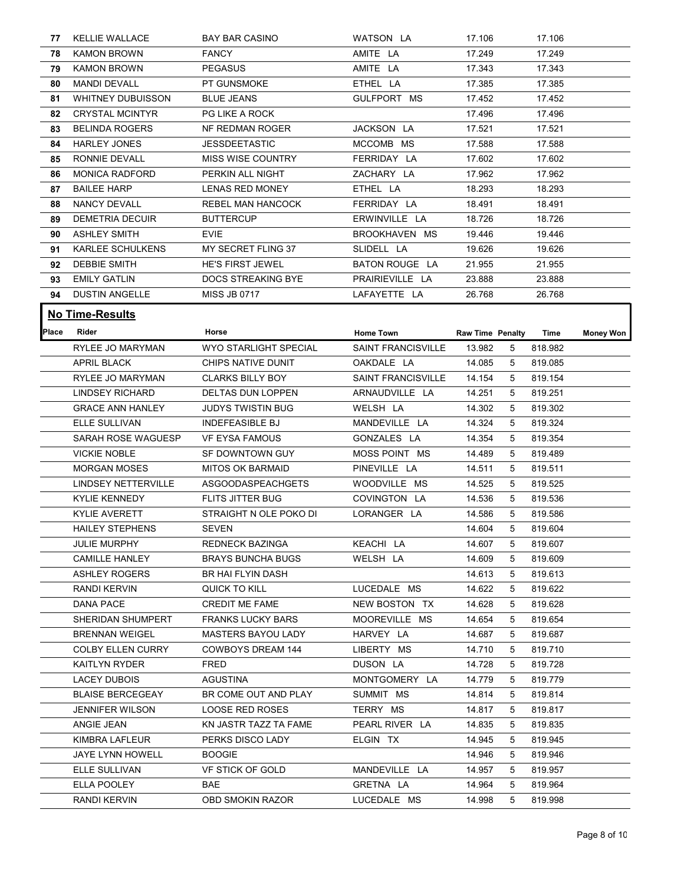| | | | | | | | |
|---|---|---|---|---|---|---|---|
| 77 | KELLIE WALLACE | BAY BAR CASINO | WATSON LA | 17.106 | | 17.106 | |
| 78 | KAMON BROWN | FANCY | AMITE LA | 17.249 | | 17.249 | |
| 79 | KAMON BROWN | PEGASUS | AMITE LA | 17.343 | | 17.343 | |
| 80 | MANDI DEVALL | PT GUNSMOKE | ETHEL LA | 17.385 | | 17.385 | |
| 81 | WHITNEY DUBUISSON | BLUE JEANS | GULFPORT MS | 17.452 | | 17.452 | |
| 82 | CRYSTAL MCINTYR | PG LIKE A ROCK | | 17.496 | | 17.496 | |
| 83 | BELINDA ROGERS | NF REDMAN ROGER | JACKSON LA | 17.521 | | 17.521 | |
| 84 | HARLEY JONES | JESSDEETASTIC | MCCOMB MS | 17.588 | | 17.588 | |
| 85 | RONNIE DEVALL | MISS WISE COUNTRY | FERRIDAY LA | 17.602 | | 17.602 | |
| 86 | MONICA RADFORD | PERKIN ALL NIGHT | ZACHARY LA | 17.962 | | 17.962 | |
| 87 | BAILEE HARP | LENAS RED MONEY | ETHEL LA | 18.293 | | 18.293 | |
| 88 | NANCY DEVALL | REBEL MAN HANCOCK | FERRIDAY LA | 18.491 | | 18.491 | |
| 89 | DEMETRIA DECUIR | BUTTERCUP | ERWINVILLE LA | 18.726 | | 18.726 | |
| 90 | ASHLEY SMITH | EVIE | BROOKHAVEN MS | 19.446 | | 19.446 | |
| 91 | KARLEE SCHULKENS | MY SECRET FLING 37 | SLIDELL LA | 19.626 | | 19.626 | |
| 92 | DEBBIE SMITH | HE'S FIRST JEWEL | BATON ROUGE LA | 21.955 | | 21.955 | |
| 93 | EMILY GATLIN | DOCS STREAKING BYE | PRAIRIEVILLE LA | 23.888 | | 23.888 | |
| 94 | DUSTIN ANGELLE | MISS JB 0717 | LAFAYETTE LA | 26.768 | | 26.768 | |

## No Time-Results

| Place | Rider | Horse | Home Town | Raw Time | Penalty | Time | Money Won |
|---|---|---|---|---|---|---|---|
| | RYLEE JO MARYMAN | WYO STARLIGHT SPECIAL | SAINT FRANCISVILLE | 13.982 | 5 | 818.982 | |
| | APRIL BLACK | CHIPS NATIVE DUNIT | OAKDALE LA | 14.085 | 5 | 819.085 | |
| | RYLEE JO MARYMAN | CLARKS BILLY BOY | SAINT FRANCISVILLE | 14.154 | 5 | 819.154 | |
| | LINDSEY RICHARD | DELTAS DUN LOPPEN | ARNAUDVILLE LA | 14.251 | 5 | 819.251 | |
| | GRACE ANN HANLEY | JUDYS TWISTIN BUG | WELSH LA | 14.302 | 5 | 819.302 | |
| | ELLE SULLIVAN | INDEFEASIBLE BJ | MANDEVILLE LA | 14.324 | 5 | 819.324 | |
| | SARAH ROSE WAGUESP | VF EYSA FAMOUS | GONZALES LA | 14.354 | 5 | 819.354 | |
| | VICKIE NOBLE | SF DOWNTOWN GUY | MOSS POINT MS | 14.489 | 5 | 819.489 | |
| | MORGAN MOSES | MITOS OK BARMAID | PINEVILLE LA | 14.511 | 5 | 819.511 | |
| | LINDSEY NETTERVILLE | ASGOODASPEACHGETS | WOODVILLE MS | 14.525 | 5 | 819.525 | |
| | KYLIE KENNEDY | FLITS JITTER BUG | COVINGTON LA | 14.536 | 5 | 819.536 | |
| | KYLIE AVERETT | STRAIGHT N OLE POKO DI | LORANGER LA | 14.586 | 5 | 819.586 | |
| | HAILEY STEPHENS | SEVEN | | 14.604 | 5 | 819.604 | |
| | JULIE MURPHY | REDNECK BAZINGA | KEACHI LA | 14.607 | 5 | 819.607 | |
| | CAMILLE HANLEY | BRAYS BUNCHA BUGS | WELSH LA | 14.609 | 5 | 819.609 | |
| | ASHLEY ROGERS | BR HAI FLYIN DASH | | 14.613 | 5 | 819.613 | |
| | RANDI KERVIN | QUICK TO KILL | LUCEDALE MS | 14.622 | 5 | 819.622 | |
| | DANA PACE | CREDIT ME FAME | NEW BOSTON TX | 14.628 | 5 | 819.628 | |
| | SHERIDAN SHUMPERT | FRANKS LUCKY BARS | MOOREVILLE MS | 14.654 | 5 | 819.654 | |
| | BRENNAN WEIGEL | MASTERS BAYOU LADY | HARVEY LA | 14.687 | 5 | 819.687 | |
| | COLBY ELLEN CURRY | COWBOYS DREAM 144 | LIBERTY MS | 14.710 | 5 | 819.710 | |
| | KAITLYN RYDER | FRED | DUSON LA | 14.728 | 5 | 819.728 | |
| | LACEY DUBOIS | AGUSTINA | MONTGOMERY LA | 14.779 | 5 | 819.779 | |
| | BLAISE BERCEGEAY | BR COME OUT AND PLAY | SUMMIT MS | 14.814 | 5 | 819.814 | |
| | JENNIFER WILSON | LOOSE RED ROSES | TERRY MS | 14.817 | 5 | 819.817 | |
| | ANGIE JEAN | KN JASTR TAZZ TA FAME | PEARL RIVER LA | 14.835 | 5 | 819.835 | |
| | KIMBRA LAFLEUR | PERKS DISCO LADY | ELGIN TX | 14.945 | 5 | 819.945 | |
| | JAYE LYNN HOWELL | BOOGIE | | 14.946 | 5 | 819.946 | |
| | ELLE SULLIVAN | VF STICK OF GOLD | MANDEVILLE LA | 14.957 | 5 | 819.957 | |
| | ELLA POOLEY | BAE | GRETNA LA | 14.964 | 5 | 819.964 | |
| | RANDI KERVIN | OBD SMOKIN RAZOR | LUCEDALE MS | 14.998 | 5 | 819.998 | |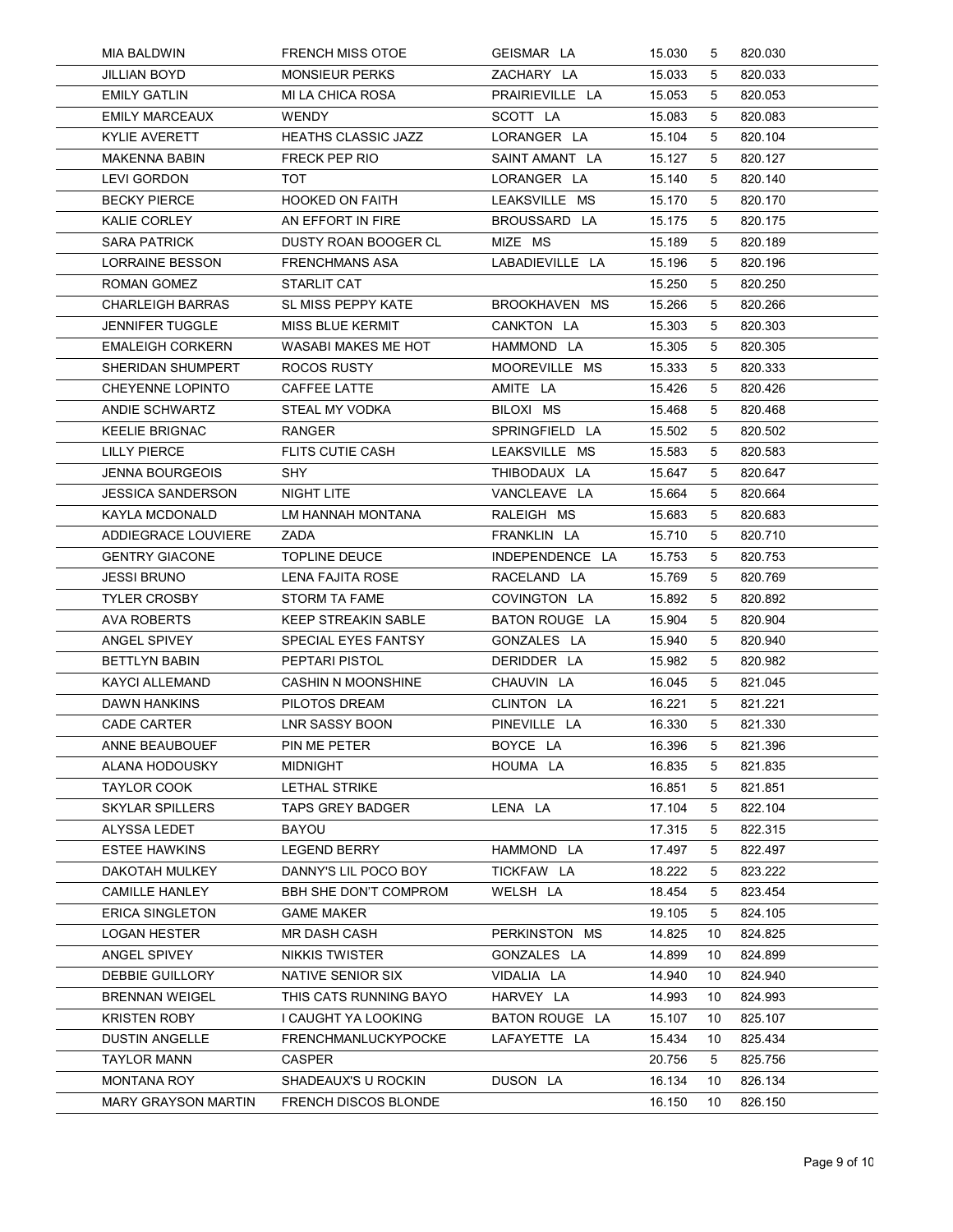| | | | | | |
|---|---|---|---|---|---|
| MIA BALDWIN | FRENCH MISS OTOE | GEISMAR LA | 15.030 | 5 | 820.030 |
| JILLIAN BOYD | MONSIEUR PERKS | ZACHARY LA | 15.033 | 5 | 820.033 |
| EMILY GATLIN | MI LA CHICA ROSA | PRAIRIEVILLE LA | 15.053 | 5 | 820.053 |
| EMILY MARCEAUX | WENDY | SCOTT LA | 15.083 | 5 | 820.083 |
| KYLIE AVERETT | HEATHS CLASSIC JAZZ | LORANGER LA | 15.104 | 5 | 820.104 |
| MAKENNA BABIN | FRECK PEP RIO | SAINT AMANT LA | 15.127 | 5 | 820.127 |
| LEVI GORDON | TOT | LORANGER LA | 15.140 | 5 | 820.140 |
| BECKY PIERCE | HOOKED ON FAITH | LEAKSVILLE MS | 15.170 | 5 | 820.170 |
| KALIE CORLEY | AN EFFORT IN FIRE | BROUSSARD LA | 15.175 | 5 | 820.175 |
| SARA PATRICK | DUSTY ROAN BOOGER CL | MIZE MS | 15.189 | 5 | 820.189 |
| LORRAINE BESSON | FRENCHMANS ASA | LABADIEVILLE LA | 15.196 | 5 | 820.196 |
| ROMAN GOMEZ | STARLIT CAT | | 15.250 | 5 | 820.250 |
| CHARLEIGH BARRAS | SL MISS PEPPY KATE | BROOKHAVEN MS | 15.266 | 5 | 820.266 |
| JENNIFER TUGGLE | MISS BLUE KERMIT | CANKTON LA | 15.303 | 5 | 820.303 |
| EMALEIGH CORKERN | WASABI MAKES ME HOT | HAMMOND LA | 15.305 | 5 | 820.305 |
| SHERIDAN SHUMPERT | ROCOS RUSTY | MOOREVILLE MS | 15.333 | 5 | 820.333 |
| CHEYENNE LOPINTO | CAFFEE LATTE | AMITE LA | 15.426 | 5 | 820.426 |
| ANDIE SCHWARTZ | STEAL MY VODKA | BILOXI MS | 15.468 | 5 | 820.468 |
| KEELIE BRIGNAC | RANGER | SPRINGFIELD LA | 15.502 | 5 | 820.502 |
| LILLY PIERCE | FLITS CUTIE CASH | LEAKSVILLE MS | 15.583 | 5 | 820.583 |
| JENNA BOURGEOIS | SHY | THIBODAUX LA | 15.647 | 5 | 820.647 |
| JESSICA SANDERSON | NIGHT LITE | VANCLEAVE LA | 15.664 | 5 | 820.664 |
| KAYLA MCDONALD | LM HANNAH MONTANA | RALEIGH MS | 15.683 | 5 | 820.683 |
| ADDIEGRACE LOUVIERE | ZADA | FRANKLIN LA | 15.710 | 5 | 820.710 |
| GENTRY GIACONE | TOPLINE DEUCE | INDEPENDENCE LA | 15.753 | 5 | 820.753 |
| JESSI BRUNO | LENA FAJITA ROSE | RACELAND LA | 15.769 | 5 | 820.769 |
| TYLER CROSBY | STORM TA FAME | COVINGTON LA | 15.892 | 5 | 820.892 |
| AVA ROBERTS | KEEP STREAKIN SABLE | BATON ROUGE LA | 15.904 | 5 | 820.904 |
| ANGEL SPIVEY | SPECIAL EYES FANTSY | GONZALES LA | 15.940 | 5 | 820.940 |
| BETTLYN BABIN | PEPTARI PISTOL | DERIDDER LA | 15.982 | 5 | 820.982 |
| KAYCI ALLEMAND | CASHIN N MOONSHINE | CHAUVIN LA | 16.045 | 5 | 821.045 |
| DAWN HANKINS | PILOTOS DREAM | CLINTON LA | 16.221 | 5 | 821.221 |
| CADE CARTER | LNR SASSY BOON | PINEVILLE LA | 16.330 | 5 | 821.330 |
| ANNE BEAUBOUEF | PIN ME PETER | BOYCE LA | 16.396 | 5 | 821.396 |
| ALANA HODOUSKY | MIDNIGHT | HOUMA LA | 16.835 | 5 | 821.835 |
| TAYLOR COOK | LETHAL STRIKE | | 16.851 | 5 | 821.851 |
| SKYLAR SPILLERS | TAPS GREY BADGER | LENA LA | 17.104 | 5 | 822.104 |
| ALYSSA LEDET | BAYOU | | 17.315 | 5 | 822.315 |
| ESTEE HAWKINS | LEGEND BERRY | HAMMOND LA | 17.497 | 5 | 822.497 |
| DAKOTAH MULKEY | DANNY'S LIL POCO BOY | TICKFAW LA | 18.222 | 5 | 823.222 |
| CAMILLE HANLEY | BBH SHE DON'T COMPROM | WELSH LA | 18.454 | 5 | 823.454 |
| ERICA SINGLETON | GAME MAKER | | 19.105 | 5 | 824.105 |
| LOGAN HESTER | MR DASH CASH | PERKINSTON MS | 14.825 | 10 | 824.825 |
| ANGEL SPIVEY | NIKKIS TWISTER | GONZALES LA | 14.899 | 10 | 824.899 |
| DEBBIE GUILLORY | NATIVE SENIOR SIX | VIDALIA LA | 14.940 | 10 | 824.940 |
| BRENNAN WEIGEL | THIS CATS RUNNING BAYO | HARVEY LA | 14.993 | 10 | 824.993 |
| KRISTEN ROBY | I CAUGHT YA LOOKING | BATON ROUGE LA | 15.107 | 10 | 825.107 |
| DUSTIN ANGELLE | FRENCHMANLUCKYPOCKE | LAFAYETTE LA | 15.434 | 10 | 825.434 |
| TAYLOR MANN | CASPER | | 20.756 | 5 | 825.756 |
| MONTANA ROY | SHADEAUX'S U ROCKIN | DUSON LA | 16.134 | 10 | 826.134 |
| MARY GRAYSON MARTIN | FRENCH DISCOS BLONDE | | 16.150 | 10 | 826.150 |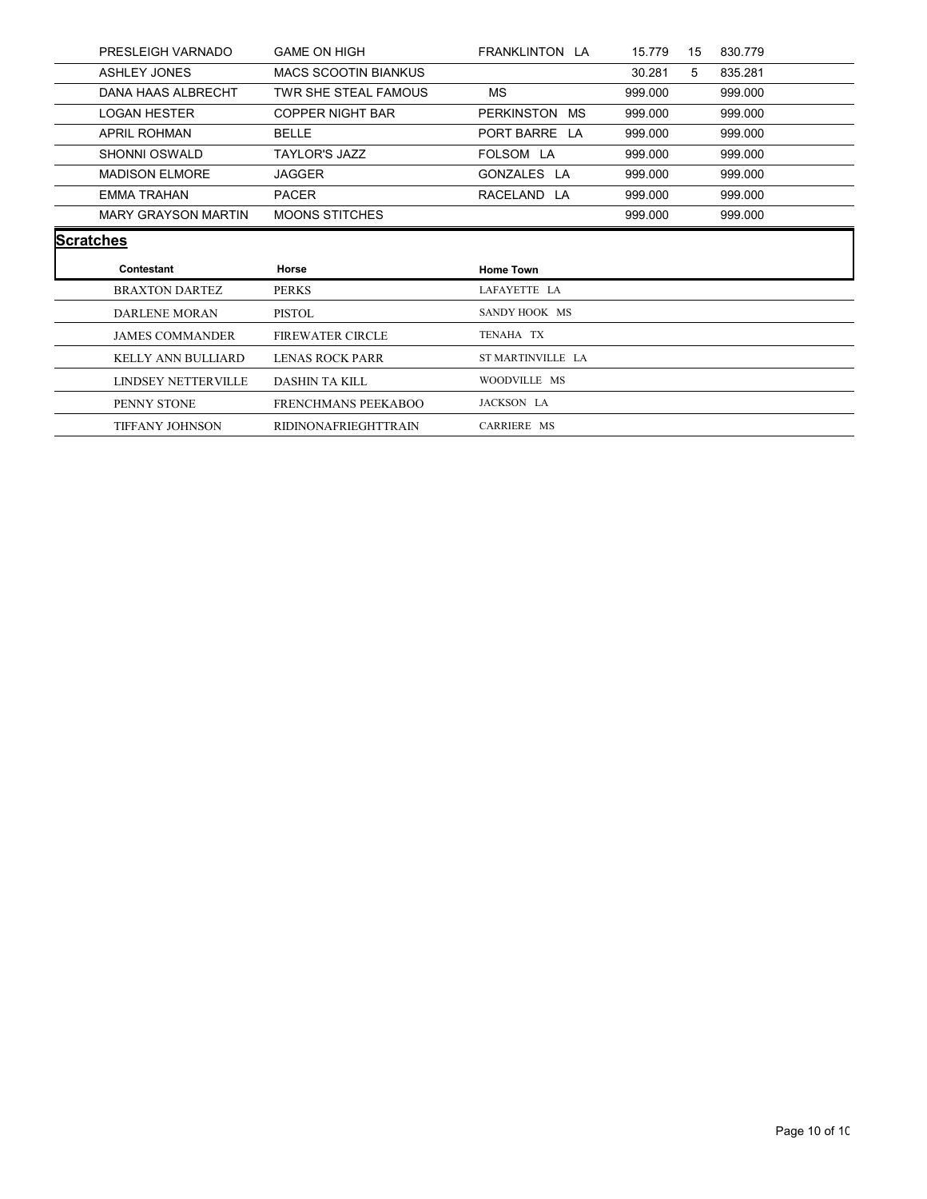| | | | | | |
|---|---|---|---|---|---|
| PRESLEIGH VARNADO | GAME ON HIGH | FRANKLINTON LA | 15.779 | 15 | 830.779 |
| ASHLEY JONES | MACS SCOOTIN BIANKUS | | 30.281 | 5 | 835.281 |
| DANA HAAS ALBRECHT | TWR SHE STEAL FAMOUS | MS | 999.000 | | 999.000 |
| LOGAN HESTER | COPPER NIGHT BAR | PERKINSTON MS | 999.000 | | 999.000 |
| APRIL ROHMAN | BELLE | PORT BARRE LA | 999.000 | | 999.000 |
| SHONNI OSWALD | TAYLOR'S JAZZ | FOLSOM LA | 999.000 | | 999.000 |
| MADISON ELMORE | JAGGER | GONZALES LA | 999.000 | | 999.000 |
| EMMA TRAHAN | PACER | RACELAND LA | 999.000 | | 999.000 |
| MARY GRAYSON MARTIN | MOONS STITCHES | | 999.000 | | 999.000 |

## Scratches

| Contestant | Horse | Home Town |
|---|---|---|
| BRAXTON DARTEZ | PERKS | LAFAYETTE LA |
| DARLENE MORAN | PISTOL | SANDY HOOK MS |
| JAMES COMMANDER | FIREWATER CIRCLE | TENAHA TX |
| KELLY ANN BULLIARD | LENAS ROCK PARR | ST MARTINVILLE LA |
| LINDSEY NETTERVILLE | DASHIN TA KILL | WOODVILLE MS |
| PENNY STONE | FRENCHMANS PEEKABOO | JACKSON LA |
| TIFFANY JOHNSON | RIDINONAFRIEGHTTRAIN | CARRIERE MS |